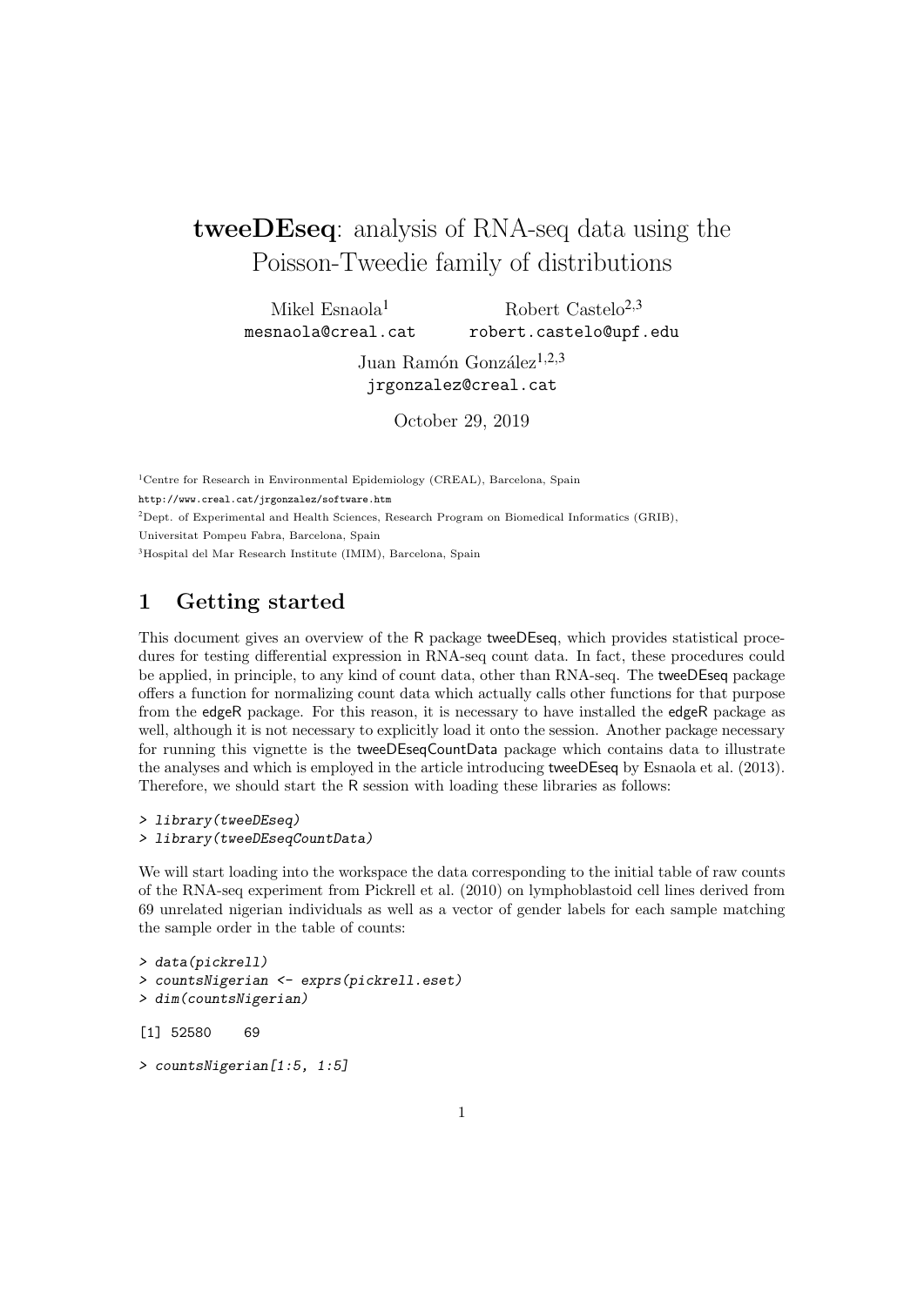# **tweeDEseq**: analysis of RNA-seq data using the Poisson-Tweedie family of distributions

Mikel Esnaola[1]
mesnaola@creal.cat

Robert Castelo[2,3]
robert.castelo@upf.edu

Juan Ramón González[1,2,3]
jrgonzalez@creal.cat

October 29, 2019

[1]Centre for Research in Environmental Epidemiology (CREAL), Barcelona, Spain
http://www.creal.cat/jrgonzalez/software.htm
[2]Dept. of Experimental and Health Sciences, Research Program on Biomedical Informatics (GRIB), Universitat Pompeu Fabra, Barcelona, Spain
[3]Hospital del Mar Research Institute (IMIM), Barcelona, Spain

## 1 Getting started

This document gives an overview of the R package tweeDEseq, which provides statistical procedures for testing differential expression in RNA-seq count data. In fact, these procedures could be applied, in principle, to any kind of count data, other than RNA-seq. The tweeDEseq package offers a function for normalizing count data which actually calls other functions for that purpose from the edgeR package. For this reason, it is necessary to have installed the edgeR package as well, although it is not necessary to explicitly load it onto the session. Another package necessary for running this vignette is the tweeDEseqCountData package which contains data to illustrate the analyses and which is employed in the article introducing tweeDEseq by Esnaola et al. (2013). Therefore, we should start the R session with loading these libraries as follows:

```
> library(tweeDEseq)
> library(tweeDEseqCountData)
```

We will start loading into the workspace the data corresponding to the initial table of raw counts of the RNA-seq experiment from Pickrell et al. (2010) on lymphoblastoid cell lines derived from 69 unrelated nigerian individuals as well as a vector of gender labels for each sample matching the sample order in the table of counts:

```
> data(pickrell)
> countsNigerian <- exprs(pickrell.eset)
> dim(countsNigerian)

[1] 52580    69

> countsNigerian[1:5, 1:5]
```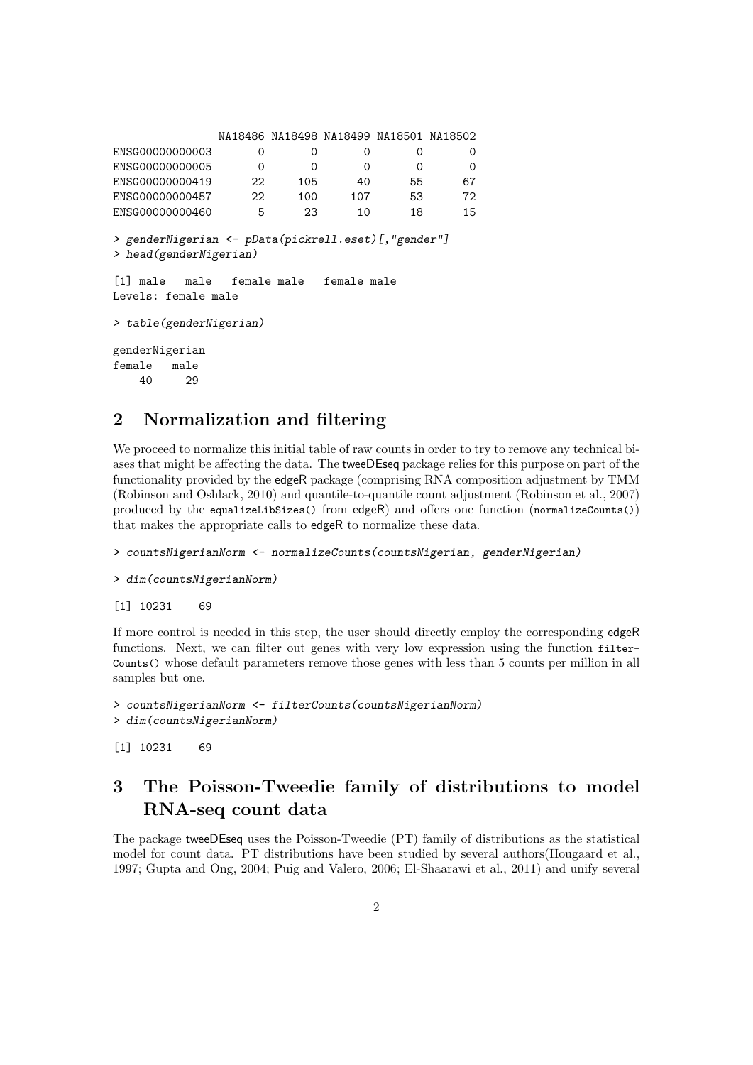```
                NA18486 NA18498 NA18499 NA18501 NA18502
ENSG00000000003       0       0       0       0       0
ENSG00000000005       0       0       0       0       0
ENSG00000000419      22     105      40      55      67
ENSG00000000457      22     100     107      53      72
ENSG00000000460       5      23      10      18      15
```

```
> genderNigerian <- pData(pickrell.eset)[,"gender"]
> head(genderNigerian)

[1] male   male   female male   female male
Levels: female male

> table(genderNigerian)

genderNigerian
female   male
    40     29
```

## 2 Normalization and filtering

We proceed to normalize this initial table of raw counts in order to try to remove any technical biases that might be affecting the data. The tweeDEseq package relies for this purpose on part of the functionality provided by the edgeR package (comprising RNA composition adjustment by TMM (Robinson and Oshlack, 2010) and quantile-to-quantile count adjustment (Robinson et al., 2007) produced by the `equalizeLibSizes()` from edgeR) and offers one function (`normalizeCounts()`) that makes the appropriate calls to edgeR to normalize these data.

```
> countsNigerianNorm <- normalizeCounts(countsNigerian, genderNigerian)

> dim(countsNigerianNorm)

[1] 10231    69
```

If more control is needed in this step, the user should directly employ the corresponding edgeR functions. Next, we can filter out genes with very low expression using the function `filterCounts()` whose default parameters remove those genes with less than 5 counts per million in all samples but one.

```
> countsNigerianNorm <- filterCounts(countsNigerianNorm)
> dim(countsNigerianNorm)

[1] 10231    69
```

## 3 The Poisson-Tweedie family of distributions to model RNA-seq count data

The package tweeDEseq uses the Poisson-Tweedie (PT) family of distributions as the statistical model for count data. PT distributions have been studied by several authors(Hougaard et al., 1997; Gupta and Ong, 2004; Puig and Valero, 2006; El-Shaarawi et al., 2011) and unify several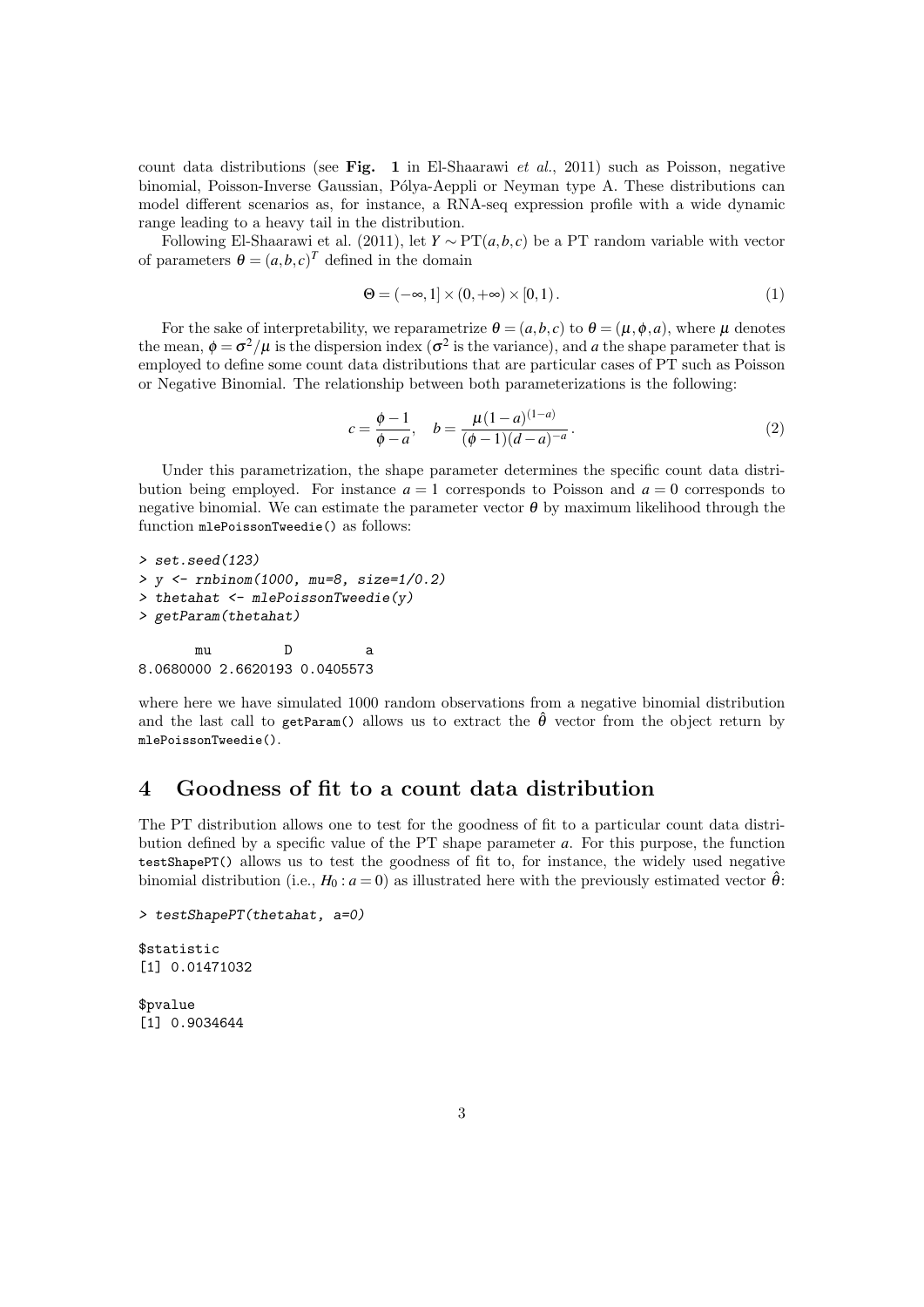count data distributions (see **Fig. 1** in El-Shaarawi *et al.*, 2011) such as Poisson, negative binomial, Poisson-Inverse Gaussian, Pólya-Aeppli or Neyman type A. These distributions can model different scenarios as, for instance, a RNA-seq expression profile with a wide dynamic range leading to a heavy tail in the distribution.

Following El-Shaarawi et al. (2011), let $Y \sim \mathrm{PT}(a,b,c)$ be a PT random variable with vector of parameters $\boldsymbol{\theta} = (a,b,c)^T$ defined in the domain

$$\Theta = (-\infty, 1] \times (0, +\infty) \times [0, 1). \tag{1}$$

For the sake of interpretability, we reparametrize $\boldsymbol{\theta} = (a,b,c)$ to $\boldsymbol{\theta} = (\mu, \phi, a)$, where $\mu$ denotes the mean, $\phi = \sigma^2/\mu$ is the dispersion index ($\sigma^2$ is the variance), and $a$ the shape parameter that is employed to define some count data distributions that are particular cases of PT such as Poisson or Negative Binomial. The relationship between both parameterizations is the following:

$$c = \frac{\phi - 1}{\phi - a}, \quad b = \frac{\mu(1-a)^{(1-a)}}{(\phi - 1)(d-a)^{-a}}. \tag{2}$$

Under this parametrization, the shape parameter determines the specific count data distribution being employed. For instance $a = 1$ corresponds to Poisson and $a = 0$ corresponds to negative binomial. We can estimate the parameter vector $\boldsymbol{\theta}$ by maximum likelihood through the function `mlePoissonTweedie()` as follows:

```
> set.seed(123)
> y <- rnbinom(1000, mu=8, size=1/0.2)
> thetahat <- mlePoissonTweedie(y)
> getParam(thetahat)

       mu         D         a
8.0680000 2.6620193 0.0405573
```

where here we have simulated 1000 random observations from a negative binomial distribution and the last call to `getParam()` allows us to extract the $\hat{\boldsymbol{\theta}}$ vector from the object return by `mlePoissonTweedie()`.

## 4 Goodness of fit to a count data distribution

The PT distribution allows one to test for the goodness of fit to a particular count data distribution defined by a specific value of the PT shape parameter $a$. For this purpose, the function `testShapePT()` allows us to test the goodness of fit to, for instance, the widely used negative binomial distribution (i.e., $H_0 : a = 0$) as illustrated here with the previously estimated vector $\hat{\boldsymbol{\theta}}$:

```
> testShapePT(thetahat, a=0)

$statistic
[1] 0.01471032

$pvalue
[1] 0.9034644
```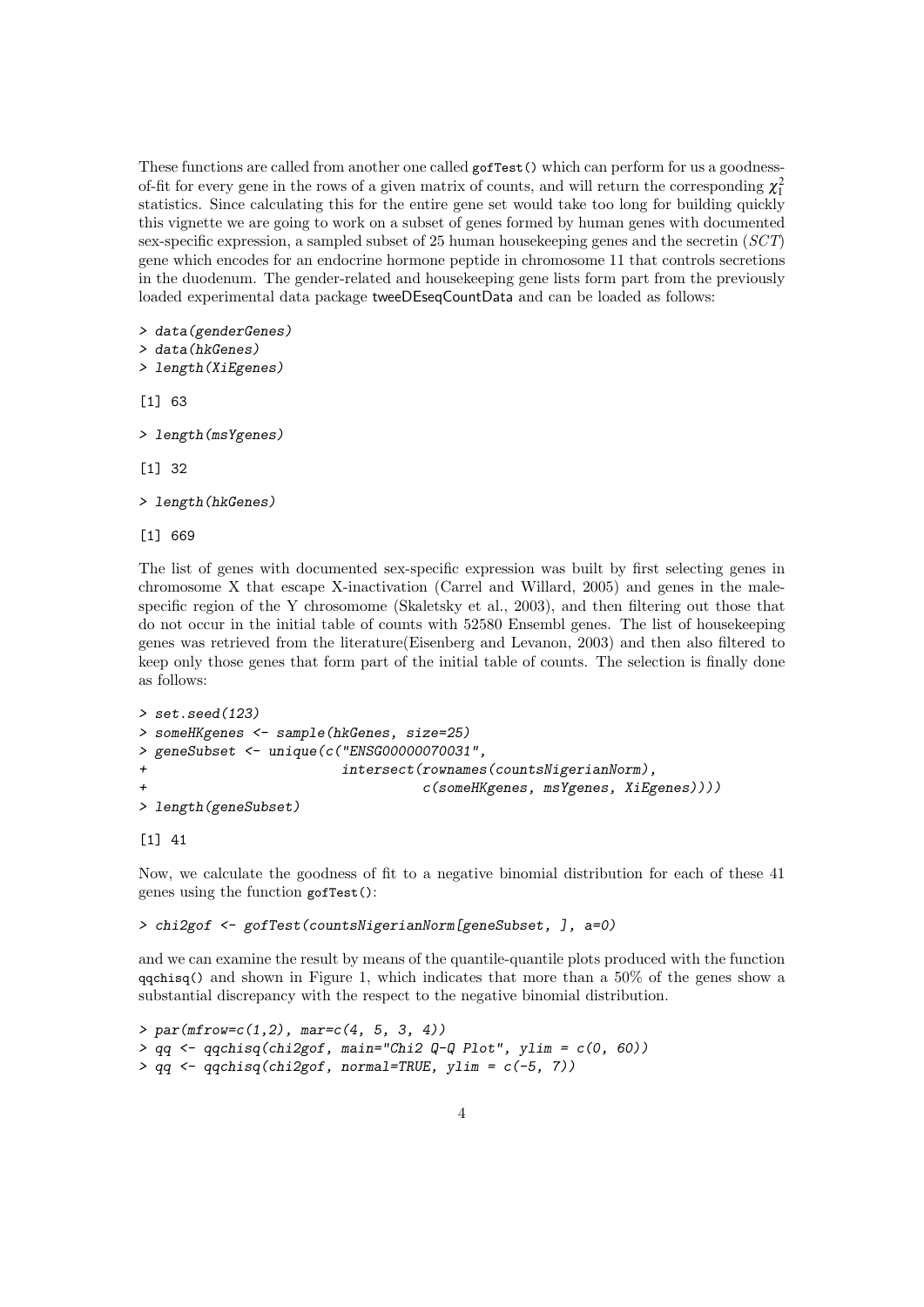These functions are called from another one called `gofTest()` which can perform for us a goodness-of-fit for every gene in the rows of a given matrix of counts, and will return the corresponding $\chi^2_1$ statistics. Since calculating this for the entire gene set would take too long for building quickly this vignette we are going to work on a subset of genes formed by human genes with documented sex-specific expression, a sampled subset of 25 human housekeeping genes and the secretin (*SCT*) gene which encodes for an endocrine hormone peptide in chromosome 11 that controls secretions in the duodenum. The gender-related and housekeeping gene lists form part from the previously loaded experimental data package tweeDEseqCountData and can be loaded as follows:

```
> data(genderGenes)
> data(hkGenes)
> length(XiEgenes)

[1] 63

> length(msYgenes)

[1] 32

> length(hkGenes)

[1] 669
```

The list of genes with documented sex-specific expression was built by first selecting genes in chromosome X that escape X-inactivation (Carrel and Willard, 2005) and genes in the male-specific region of the Y chrosomome (Skaletsky et al., 2003), and then filtering out those that do not occur in the initial table of counts with 52580 Ensembl genes. The list of housekeeping genes was retrieved from the literature(Eisenberg and Levanon, 2003) and then also filtered to keep only those genes that form part of the initial table of counts. The selection is finally done as follows:

```
> set.seed(123)
> someHKgenes <- sample(hkGenes, size=25)
> geneSubset <- unique(c("ENSG00000070031",
+                        intersect(rownames(countsNigerianNorm),
+                                  c(someHKgenes, msYgenes, XiEgenes))))
> length(geneSubset)

[1] 41
```

Now, we calculate the goodness of fit to a negative binomial distribution for each of these 41 genes using the function `gofTest()`:

```
> chi2gof <- gofTest(countsNigerianNorm[geneSubset, ], a=0)
```

and we can examine the result by means of the quantile-quantile plots produced with the function `qqchisq()` and shown in Figure 1, which indicates that more than a 50% of the genes show a substantial discrepancy with the respect to the negative binomial distribution.

```
> par(mfrow=c(1,2), mar=c(4, 5, 3, 4))
> qq <- qqchisq(chi2gof, main="Chi2 Q-Q Plot", ylim = c(0, 60))
> qq <- qqchisq(chi2gof, normal=TRUE, ylim = c(-5, 7))
```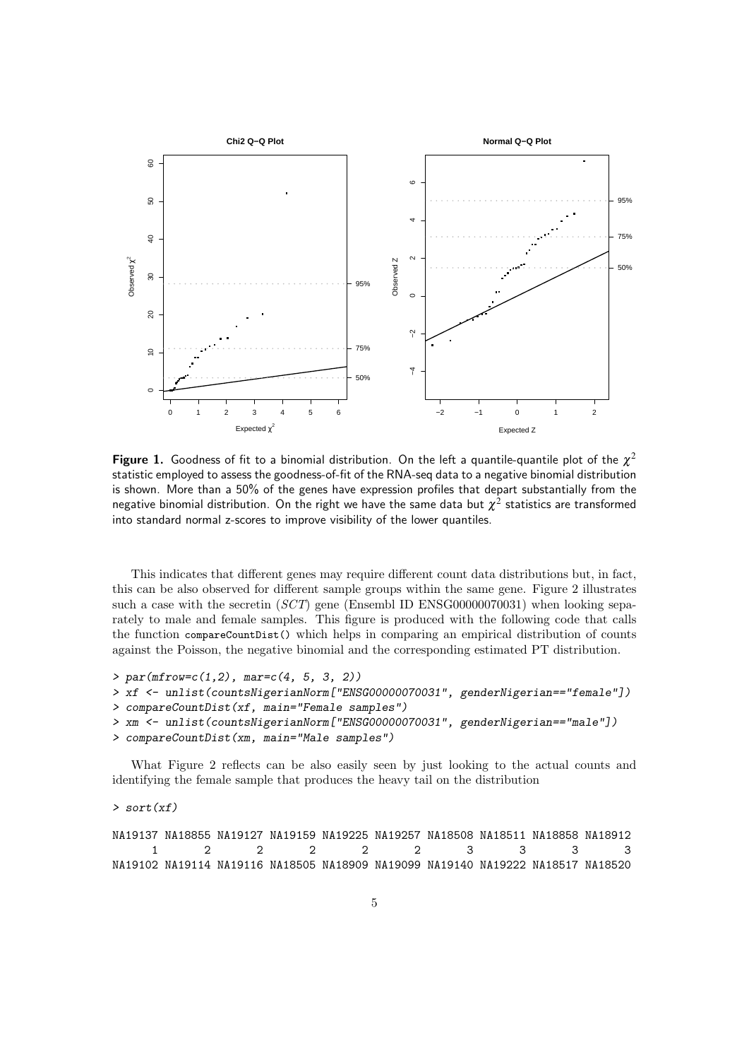**Figure 1.** Goodness of fit to a binomial distribution. On the left a quantile-quantile plot of the $\chi^2$ statistic employed to assess the goodness-of-fit of the RNA-seq data to a negative binomial distribution is shown. More than a 50% of the genes have expression profiles that depart substantially from the negative binomial distribution. On the right we have the same data but $\chi^2$ statistics are transformed into standard normal z-scores to improve visibility of the lower quantiles.

This indicates that different genes may require different count data distributions but, in fact, this can be also observed for different sample groups within the same gene. Figure 2 illustrates such a case with the secretin (*SCT*) gene (Ensembl ID ENSG00000070031) when looking separately to male and female samples. This figure is produced with the following code that calls the function `compareCountDist()` which helps in comparing an empirical distribution of counts against the Poisson, the negative binomial and the corresponding estimated PT distribution.

```
> par(mfrow=c(1,2), mar=c(4, 5, 3, 2))
> xf <- unlist(countsNigerianNorm["ENSG00000070031", genderNigerian=="female"])
> compareCountDist(xf, main="Female samples")
> xm <- unlist(countsNigerianNorm["ENSG00000070031", genderNigerian=="male"])
> compareCountDist(xm, main="Male samples")
```

What Figure 2 reflects can be also easily seen by just looking to the actual counts and identifying the female sample that produces the heavy tail on the distribution

```
> sort(xf)

NA19137 NA18855 NA19127 NA19159 NA19225 NA19257 NA18508 NA18511 NA18858 NA18912
      1       2       2       2       2       2       3       3       3       3
NA19102 NA19114 NA19116 NA18505 NA18909 NA19099 NA19140 NA19222 NA18517 NA18520
```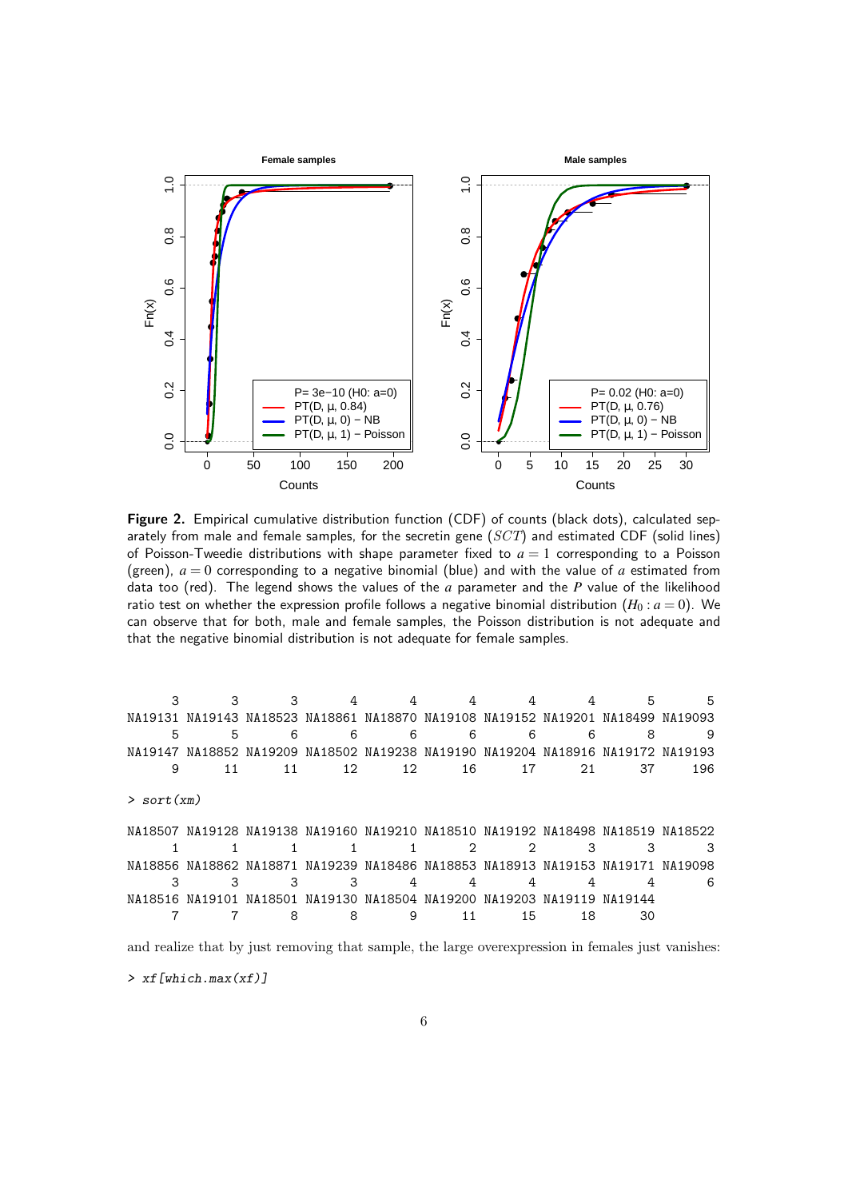**Figure 2.** Empirical cumulative distribution function (CDF) of counts (black dots), calculated separately from male and female samples, for the secretin gene ($SCT$) and estimated CDF (solid lines) of Poisson-Tweedie distributions with shape parameter fixed to $a = 1$ corresponding to a Poisson (green), $a = 0$ corresponding to a negative binomial (blue) and with the value of $a$ estimated from data too (red). The legend shows the values of the $a$ parameter and the $P$ value of the likelihood ratio test on whether the expression profile follows a negative binomial distribution ($H_0 : a = 0$). We can observe that for both, male and female samples, the Poisson distribution is not adequate and that the negative binomial distribution is not adequate for female samples.

```
      3       3       3       4       4       4       4       4       5       5
NA19131 NA19143 NA18523 NA18861 NA18870 NA19108 NA19152 NA19201 NA18499 NA19093
      5       5       6       6       6       6       6       6       8       9
NA19147 NA18852 NA19209 NA18502 NA19238 NA19190 NA19204 NA18916 NA19172 NA19193
      9      11      11      12      12      16      17      21      37     196
```

```
> sort(xm)
```

```
NA18507 NA19128 NA19138 NA19160 NA19210 NA18510 NA19192 NA18498 NA18519 NA18522
      1       1       1       1       1       2       2       3       3       3
NA18856 NA18862 NA18871 NA19239 NA18486 NA18853 NA18913 NA19153 NA19171 NA19098
      3       3       3       3       4       4       4       4       4       6
NA18516 NA19101 NA18501 NA19130 NA18504 NA19200 NA19203 NA19119 NA19144
      7       7       8       8       9      11      15      18      30
```

and realize that by just removing that sample, the large overexpression in females just vanishes:

```
> xf[which.max(xf)]
```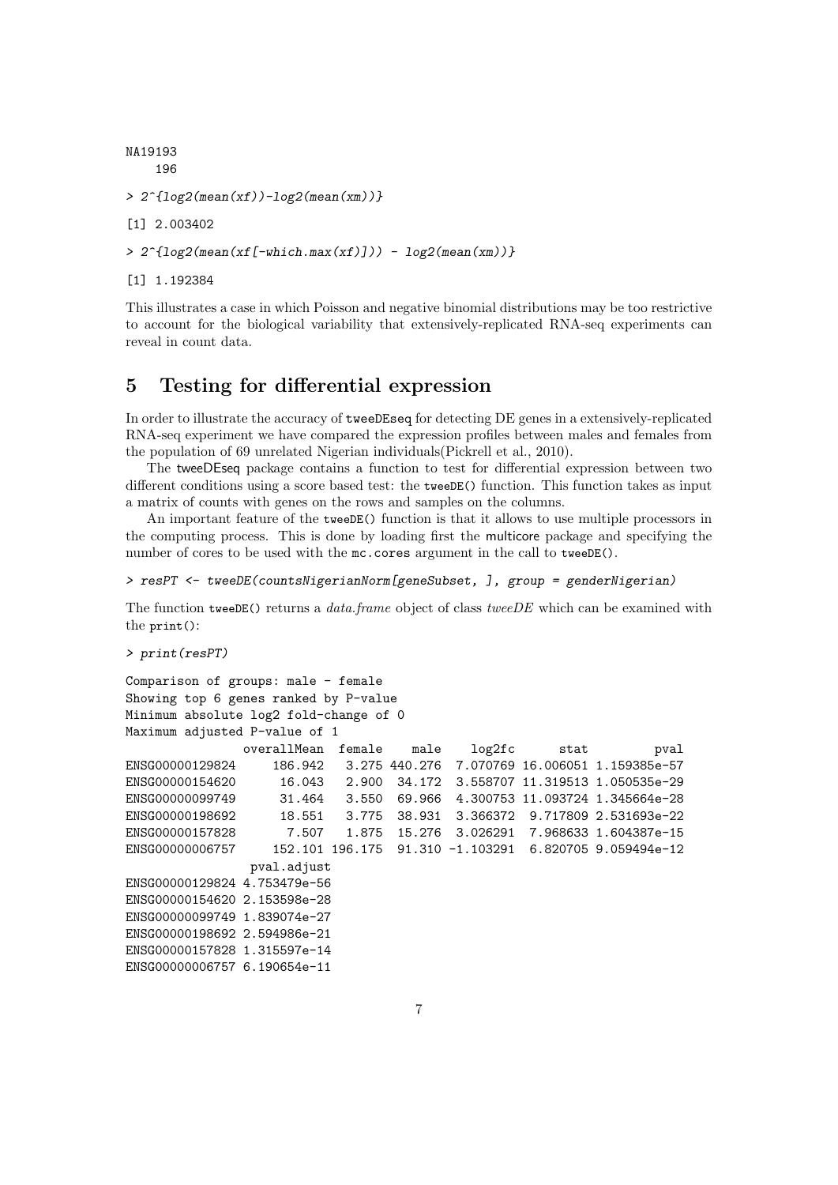```
NA19193
    196
```

```
> 2^{log2(mean(xf))-log2(mean(xm))}

[1] 2.003402

> 2^{log2(mean(xf[-which.max(xf)])) - log2(mean(xm))}

[1] 1.192384
```

This illustrates a case in which Poisson and negative binomial distributions may be too restrictive to account for the biological variability that extensively-replicated RNA-seq experiments can reveal in count data.

# 5 Testing for differential expression

In order to illustrate the accuracy of tweeDEseq for detecting DE genes in a extensively-replicated RNA-seq experiment we have compared the expression profiles between males and females from the population of 69 unrelated Nigerian individuals(Pickrell et al., 2010).

The tweeDEseq package contains a function to test for differential expression between two different conditions using a score based test: the `tweeDE()` function. This function takes as input a matrix of counts with genes on the rows and samples on the columns.

An important feature of the `tweeDE()` function is that it allows to use multiple processors in the computing process. This is done by loading first the multicore package and specifying the number of cores to be used with the `mc.cores` argument in the call to `tweeDE()`.

```
> resPT <- tweeDE(countsNigerianNorm[geneSubset, ], group = genderNigerian)
```

The function `tweeDE()` returns a *data.frame* object of class *tweeDE* which can be examined with the `print()`:

```
> print(resPT)

Comparison of groups: male - female
Showing top 6 genes ranked by P-value
Minimum absolute log2 fold-change of 0
Maximum adjusted P-value of 1
                overallMean  female    male    log2fc      stat         pval
ENSG00000129824     186.942   3.275 440.276  7.070769 16.006051 1.159385e-57
ENSG00000154620      16.043   2.900  34.172  3.558707 11.319513 1.050535e-29
ENSG00000099749      31.464   3.550  69.966  4.300753 11.093724 1.345664e-28
ENSG00000198692      18.551   3.775  38.931  3.366372  9.717809 2.531693e-22
ENSG00000157828       7.507   1.875  15.276  3.026291  7.968633 1.604387e-15
ENSG00000006757     152.101 196.175  91.310 -1.103291  6.820705 9.059494e-12
                 pval.adjust
ENSG00000129824 4.753479e-56
ENSG00000154620 2.153598e-28
ENSG00000099749 1.839074e-27
ENSG00000198692 2.594986e-21
ENSG00000157828 1.315597e-14
ENSG00000006757 6.190654e-11
```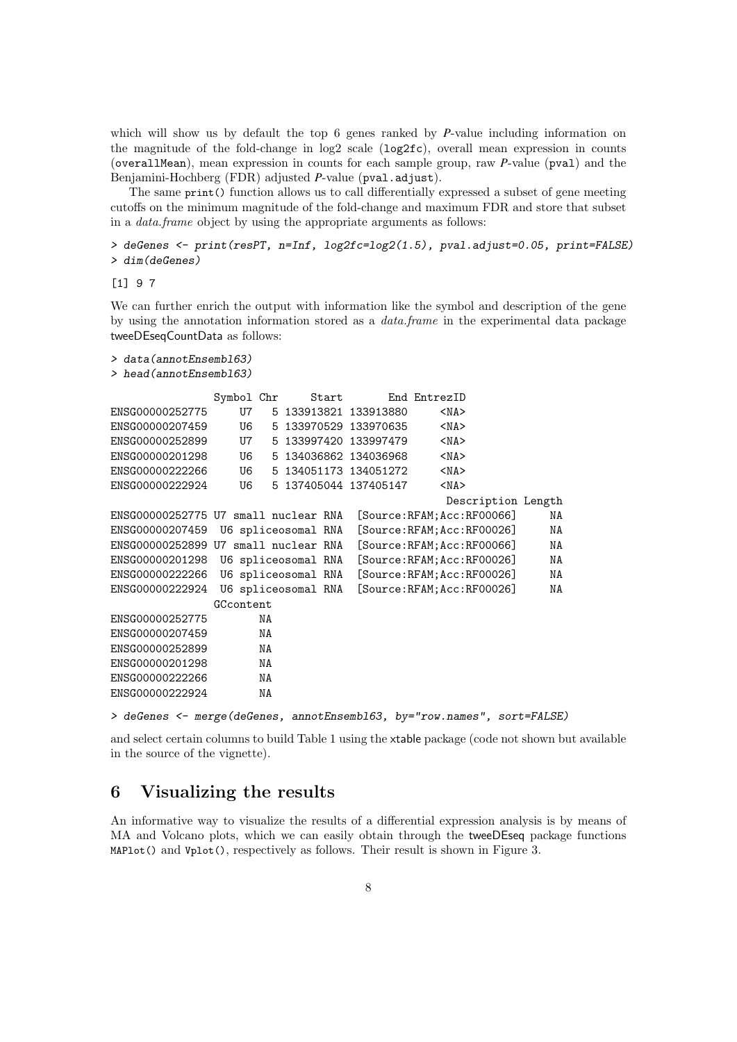which will show us by default the top 6 genes ranked by *P*-value including information on the magnitude of the fold-change in log2 scale (`log2fc`), overall mean expression in counts (`overallMean`), mean expression in counts for each sample group, raw *P*-value (`pval`) and the Benjamini-Hochberg (FDR) adjusted *P*-value (`pval.adjust`).

The same `print()` function allows us to call differentially expressed a subset of gene meeting cutoffs on the minimum magnitude of the fold-change and maximum FDR and store that subset in a *data.frame* object by using the appropriate arguments as follows:

```
> deGenes <- print(resPT, n=Inf, log2fc=log2(1.5), pval.adjust=0.05, print=FALSE)
> dim(deGenes)
```

```
[1] 9 7
```

We can further enrich the output with information like the symbol and description of the gene by using the annotation information stored as a *data.frame* in the experimental data package tweeDEseqCountData as follows:

```
> data(annotEnsembl63)
> head(annotEnsembl63)
```

```
                Symbol Chr     Start       End EntrezID
ENSG00000252775     U7   5 133913821 133913880     <NA>
ENSG00000207459     U6   5 133970529 133970635     <NA>
ENSG00000252899     U7   5 133997420 133997479     <NA>
ENSG00000201298     U6   5 134036862 134036968     <NA>
ENSG00000222266     U6   5 134051173 134051272     <NA>
ENSG00000222924     U6   5 137405044 137405147     <NA>
                                                  Description Length
ENSG00000252775 U7 small nuclear RNA  [Source:RFAM;Acc:RF00066]     NA
ENSG00000207459  U6 spliceosomal RNA  [Source:RFAM;Acc:RF00026]     NA
ENSG00000252899 U7 small nuclear RNA  [Source:RFAM;Acc:RF00066]     NA
ENSG00000201298  U6 spliceosomal RNA  [Source:RFAM;Acc:RF00026]     NA
ENSG00000222266  U6 spliceosomal RNA  [Source:RFAM;Acc:RF00026]     NA
ENSG00000222924  U6 spliceosomal RNA  [Source:RFAM;Acc:RF00026]     NA
                GCcontent
ENSG00000252775        NA
ENSG00000207459        NA
ENSG00000252899        NA
ENSG00000201298        NA
ENSG00000222266        NA
ENSG00000222924        NA
```

```
> deGenes <- merge(deGenes, annotEnsembl63, by="row.names", sort=FALSE)
```

and select certain columns to build Table 1 using the xtable package (code not shown but available in the source of the vignette).

## 6 Visualizing the results

An informative way to visualize the results of a differential expression analysis is by means of MA and Volcano plots, which we can easily obtain through the tweeDEseq package functions `MAPlot()` and `Vplot()`, respectively as follows. Their result is shown in Figure 3.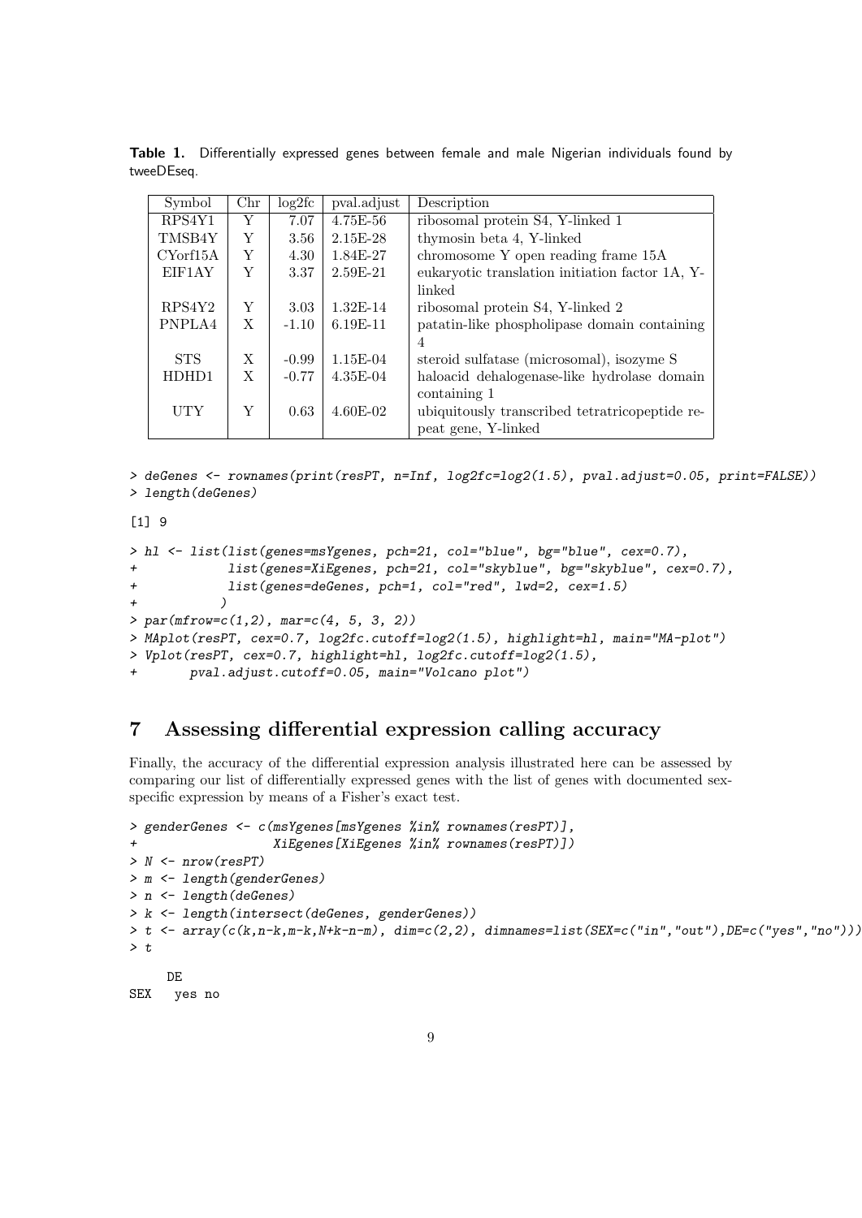**Table 1.** Differentially expressed genes between female and male Nigerian individuals found by tweeDEseq.

| Symbol | Chr | log2fc | pval.adjust | Description |
|---|---|---|---|---|
| RPS4Y1 | Y | 7.07 | 4.75E-56 | ribosomal protein S4, Y-linked 1 |
| TMSB4Y | Y | 3.56 | 2.15E-28 | thymosin beta 4, Y-linked |
| CYorf15A | Y | 4.30 | 1.84E-27 | chromosome Y open reading frame 15A |
| EIF1AY | Y | 3.37 | 2.59E-21 | eukaryotic translation initiation factor 1A, Y-linked |
| RPS4Y2 | Y | 3.03 | 1.32E-14 | ribosomal protein S4, Y-linked 2 |
| PNPLA4 | X | -1.10 | 6.19E-11 | patatin-like phospholipase domain containing 4 |
| STS | X | -0.99 | 1.15E-04 | steroid sulfatase (microsomal), isozyme S |
| HDHD1 | X | -0.77 | 4.35E-04 | haloacid dehalogenase-like hydrolase domain containing 1 |
| UTY | Y | 0.63 | 4.60E-02 | ubiquitously transcribed tetratricopeptide repeat gene, Y-linked |

```
> deGenes <- rownames(print(resPT, n=Inf, log2fc=log2(1.5), pval.adjust=0.05, print=FALSE))
> length(deGenes)

[1] 9

> hl <- list(list(genes=msYgenes, pch=21, col="blue", bg="blue", cex=0.7),
+            list(genes=XiEgenes, pch=21, col="skyblue", bg="skyblue", cex=0.7),
+            list(genes=deGenes, pch=1, col="red", lwd=2, cex=1.5)
+           )
> par(mfrow=c(1,2), mar=c(4, 5, 3, 2))
> MAplot(resPT, cex=0.7, log2fc.cutoff=log2(1.5), highlight=hl, main="MA-plot")
> Vplot(resPT, cex=0.7, highlight=hl, log2fc.cutoff=log2(1.5),
+       pval.adjust.cutoff=0.05, main="Volcano plot")
```

# 7 Assessing differential expression calling accuracy

Finally, the accuracy of the differential expression analysis illustrated here can be assessed by comparing our list of differentially expressed genes with the list of genes with documented sex-specific expression by means of a Fisher's exact test.

```
> genderGenes <- c(msYgenes[msYgenes %in% rownames(resPT)],
+                  XiEgenes[XiEgenes %in% rownames(resPT)])
> N <- nrow(resPT)
> m <- length(genderGenes)
> n <- length(deGenes)
> k <- length(intersect(deGenes, genderGenes))
> t <- array(c(k,n-k,m-k,N+k-n-m), dim=c(2,2), dimnames=list(SEX=c("in","out"),DE=c("yes","no")))
> t

     DE
SEX   yes no
```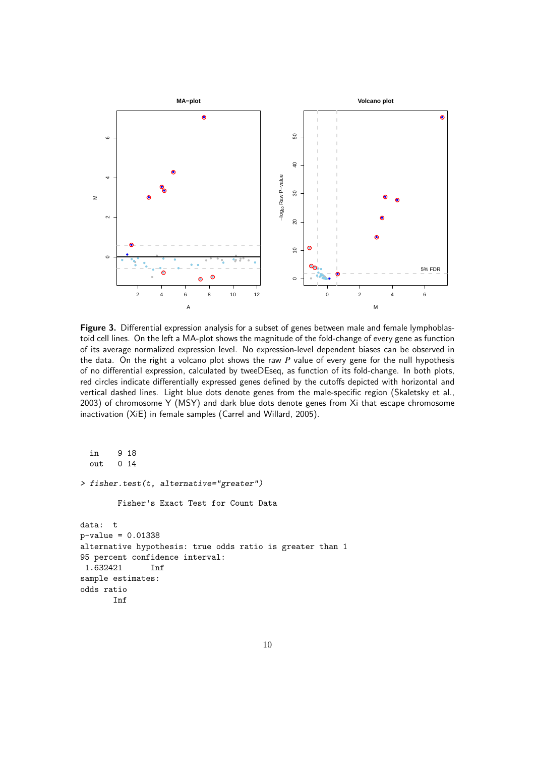**Figure 3.** Differential expression analysis for a subset of genes between male and female lymphoblastoid cell lines. On the left a MA-plot shows the magnitude of the fold-change of every gene as function of its average normalized expression level. No expression-level dependent biases can be observed in the data. On the right a volcano plot shows the raw $P$ value of every gene for the null hypothesis of no differential expression, calculated by tweeDEseq, as function of its fold-change. In both plots, red circles indicate differentially expressed genes defined by the cutoffs depicted with horizontal and vertical dashed lines. Light blue dots denote genes from the male-specific region (Skaletsky et al., 2003) of chromosome Y (MSY) and dark blue dots denote genes from Xi that escape chromosome inactivation (XiE) in female samples (Carrel and Willard, 2005).

```
  in    9 18
  out   0 14
> fisher.test(t, alternative="greater")

        Fisher's Exact Test for Count Data

data:  t
p-value = 0.01338
alternative hypothesis: true odds ratio is greater than 1
95 percent confidence interval:
 1.632421      Inf
sample estimates:
odds ratio
       Inf
```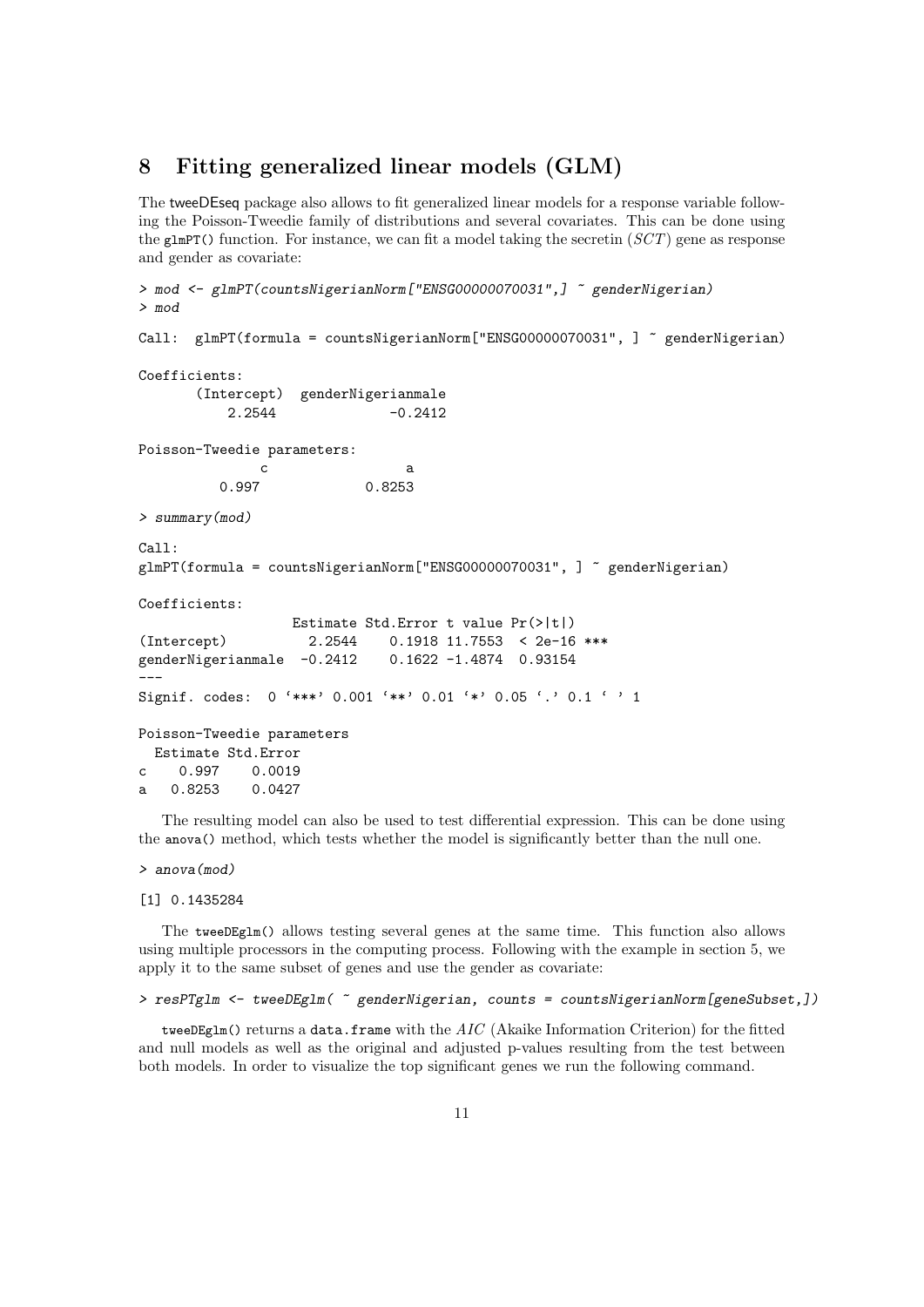## 8 Fitting generalized linear models (GLM)

The tweeDEseq package also allows to fit generalized linear models for a response variable following the Poisson-Tweedie family of distributions and several covariates. This can be done using the `glmPT()` function. For instance, we can fit a model taking the secretin ($SCT$) gene as response and gender as covariate:

```
> mod <- glmPT(countsNigerianNorm["ENSG00000070031",] ~ genderNigerian)
> mod

Call:  glmPT(formula = countsNigerianNorm["ENSG00000070031", ] ~ genderNigerian)

Coefficients:
      (Intercept)  genderNigerianmale
         2.2544              -0.2412

Poisson-Tweedie parameters:
            c                 a
         0.997            0.8253

> summary(mod)

Call:
glmPT(formula = countsNigerianNorm["ENSG00000070031", ] ~ genderNigerian)

Coefficients:
                  Estimate Std.Error t value Pr(>|t|)
(Intercept)         2.2544    0.1918 11.7553  < 2e-16 ***
genderNigerianmale  -0.2412    0.1622 -1.4874  0.93154
---
Signif. codes:  0 '***' 0.001 '**' 0.01 '*' 0.05 '.' 0.1 ' ' 1

Poisson-Tweedie parameters
  Estimate Std.Error
c    0.997    0.0019
a   0.8253    0.0427
```

The resulting model can also be used to test differential expression. This can be done using the `anova()` method, which tests whether the model is significantly better than the null one.

```
> anova(mod)

[1] 0.1435284
```

The `tweeDEglm()` allows testing several genes at the same time. This function also allows using multiple processors in the computing process. Following with the example in section 5, we apply it to the same subset of genes and use the gender as covariate:

```
> resPTglm <- tweeDEglm( ~ genderNigerian, counts = countsNigerianNorm[geneSubset,])
```

`tweeDEglm()` returns a `data.frame` with the $AIC$ (Akaike Information Criterion) for the fitted and null models as well as the original and adjusted p-values resulting from the test between both models. In order to visualize the top significant genes we run the following command.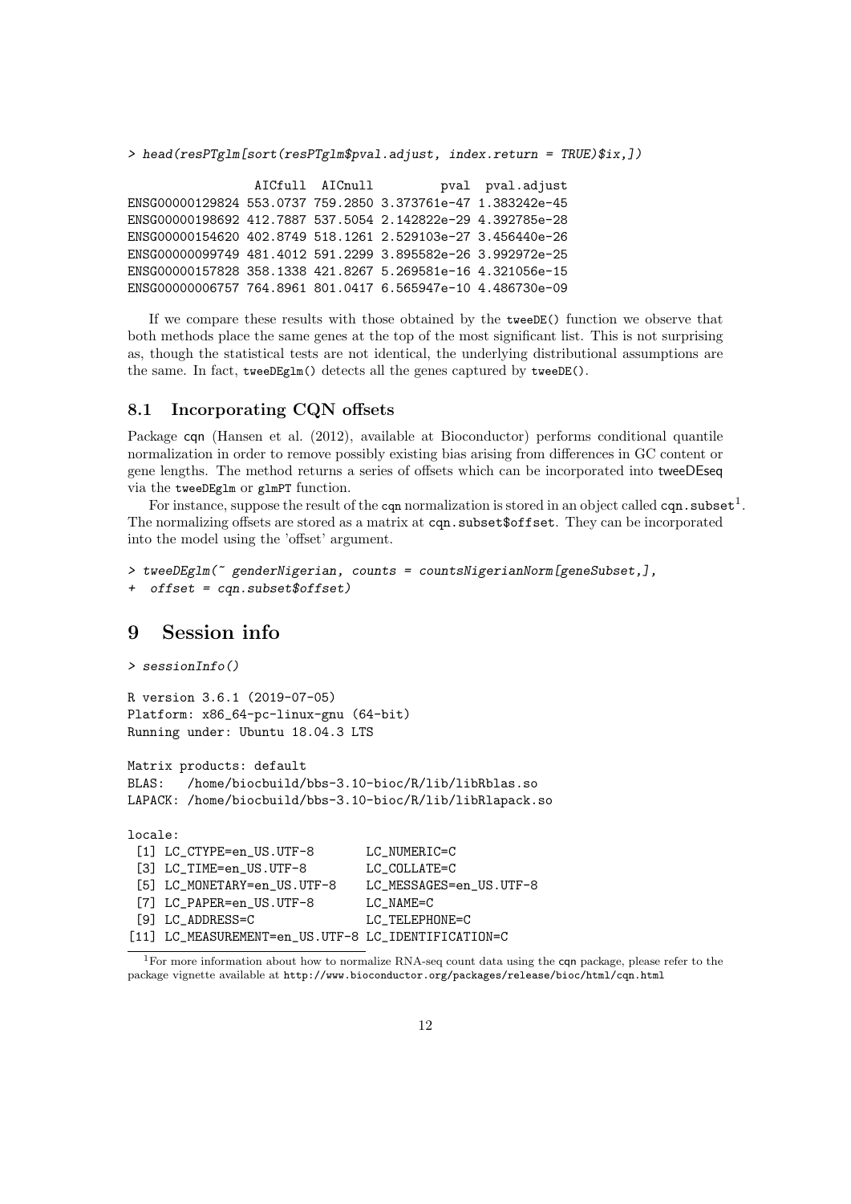```
> head(resPTglm[sort(resPTglm$pval.adjust, index.return = TRUE)$ix,])

                 AICfull  AICnull         pval  pval.adjust
ENSG00000129824 553.0737 759.2850 3.373761e-47 1.383242e-45
ENSG00000198692 412.7887 537.5054 2.142822e-29 4.392785e-28
ENSG00000154620 402.8749 518.1261 2.529103e-27 3.456440e-26
ENSG00000099749 481.4012 591.2299 3.895582e-26 3.992972e-25
ENSG00000157828 358.1338 421.8267 5.269581e-16 4.321056e-15
ENSG00000006757 764.8961 801.0417 6.565947e-10 4.486730e-09
```

If we compare these results with those obtained by the `tweeDE()` function we observe that both methods place the same genes at the top of the most significant list. This is not surprising as, though the statistical tests are not identical, the underlying distributional assumptions are the same. In fact, `tweeDEglm()` detects all the genes captured by `tweeDE()`.

## 8.1 Incorporating CQN offsets

Package cqn (Hansen et al. (2012), available at Bioconductor) performs conditional quantile normalization in order to remove possibly existing bias arising from differences in GC content or gene lengths. The method returns a series of offsets which can be incorporated into tweeDEseq via the `tweeDEglm` or `glmPT` function.

For instance, suppose the result of the `cqn` normalization is stored in an object called `cqn.subset`[1]. The normalizing offsets are stored as a matrix at `cqn.subset$offset`. They can be incorporated into the model using the 'offset' argument.

```
> tweeDEglm(~ genderNigerian, counts = countsNigerianNorm[geneSubset,],
+  offset = cqn.subset$offset)
```

# 9 Session info

```
> sessionInfo()

R version 3.6.1 (2019-07-05)
Platform: x86_64-pc-linux-gnu (64-bit)
Running under: Ubuntu 18.04.3 LTS

Matrix products: default
BLAS:   /home/biocbuild/bbs-3.10-bioc/R/lib/libRblas.so
LAPACK: /home/biocbuild/bbs-3.10-bioc/R/lib/libRlapack.so

locale:
 [1] LC_CTYPE=en_US.UTF-8       LC_NUMERIC=C
 [3] LC_TIME=en_US.UTF-8        LC_COLLATE=C
 [5] LC_MONETARY=en_US.UTF-8    LC_MESSAGES=en_US.UTF-8
 [7] LC_PAPER=en_US.UTF-8       LC_NAME=C
 [9] LC_ADDRESS=C               LC_TELEPHONE=C
[11] LC_MEASUREMENT=en_US.UTF-8 LC_IDENTIFICATION=C
```

[1] For more information about how to normalize RNA-seq count data using the cqn package, please refer to the package vignette available at http://www.bioconductor.org/packages/release/bioc/html/cqn.html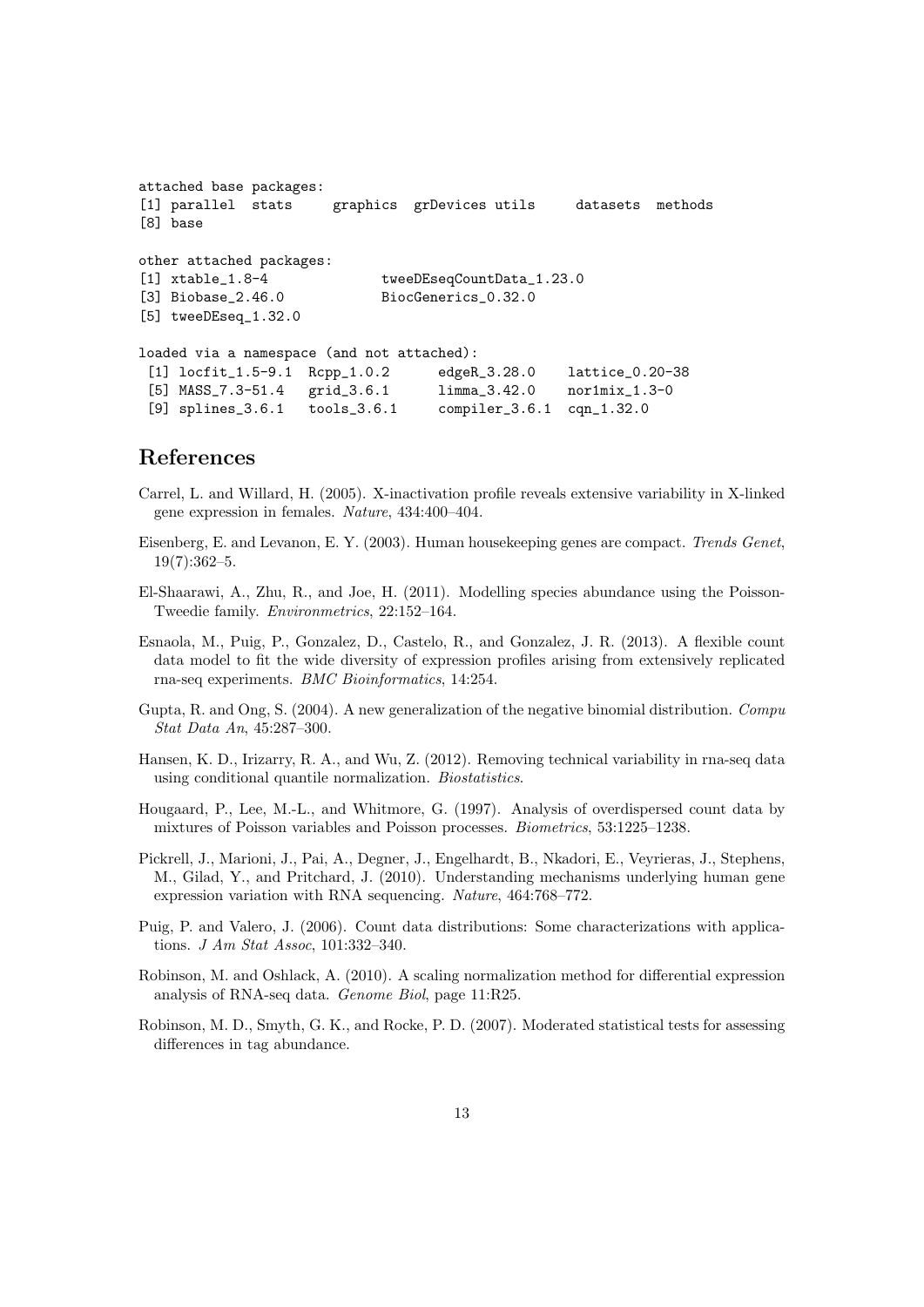```
attached base packages:
[1] parallel  stats     graphics  grDevices utils     datasets  methods  
[8] base     

other attached packages:
[1] xtable_1.8-4              tweeDEseqCountData_1.23.0
[3] Biobase_2.46.0            BiocGenerics_0.32.0      
[5] tweeDEseq_1.32.0         

loaded via a namespace (and not attached):
 [1] locfit_1.5-9.1  Rcpp_1.0.2      edgeR_3.28.0    lattice_0.20-38
 [5] MASS_7.3-51.4   grid_3.6.1      limma_3.42.0    nor1mix_1.3-0  
 [9] splines_3.6.1   tools_3.6.1     compiler_3.6.1  cqn_1.32.0     
```

## References

Carrel, L. and Willard, H. (2005). X-inactivation profile reveals extensive variability in X-linked gene expression in females. *Nature*, 434:400–404.

Eisenberg, E. and Levanon, E. Y. (2003). Human housekeeping genes are compact. *Trends Genet*, 19(7):362–5.

El-Shaarawi, A., Zhu, R., and Joe, H. (2011). Modelling species abundance using the Poisson-Tweedie family. *Environmetrics*, 22:152–164.

Esnaola, M., Puig, P., Gonzalez, D., Castelo, R., and Gonzalez, J. R. (2013). A flexible count data model to fit the wide diversity of expression profiles arising from extensively replicated rna-seq experiments. *BMC Bioinformatics*, 14:254.

Gupta, R. and Ong, S. (2004). A new generalization of the negative binomial distribution. *Compu Stat Data An*, 45:287–300.

Hansen, K. D., Irizarry, R. A., and Wu, Z. (2012). Removing technical variability in rna-seq data using conditional quantile normalization. *Biostatistics*.

Hougaard, P., Lee, M.-L., and Whitmore, G. (1997). Analysis of overdispersed count data by mixtures of Poisson variables and Poisson processes. *Biometrics*, 53:1225–1238.

Pickrell, J., Marioni, J., Pai, A., Degner, J., Engelhardt, B., Nkadori, E., Veyrieras, J., Stephens, M., Gilad, Y., and Pritchard, J. (2010). Understanding mechanisms underlying human gene expression variation with RNA sequencing. *Nature*, 464:768–772.

Puig, P. and Valero, J. (2006). Count data distributions: Some characterizations with applications. *J Am Stat Assoc*, 101:332–340.

Robinson, M. and Oshlack, A. (2010). A scaling normalization method for differential expression analysis of RNA-seq data. *Genome Biol*, page 11:R25.

Robinson, M. D., Smyth, G. K., and Rocke, P. D. (2007). Moderated statistical tests for assessing differences in tag abundance.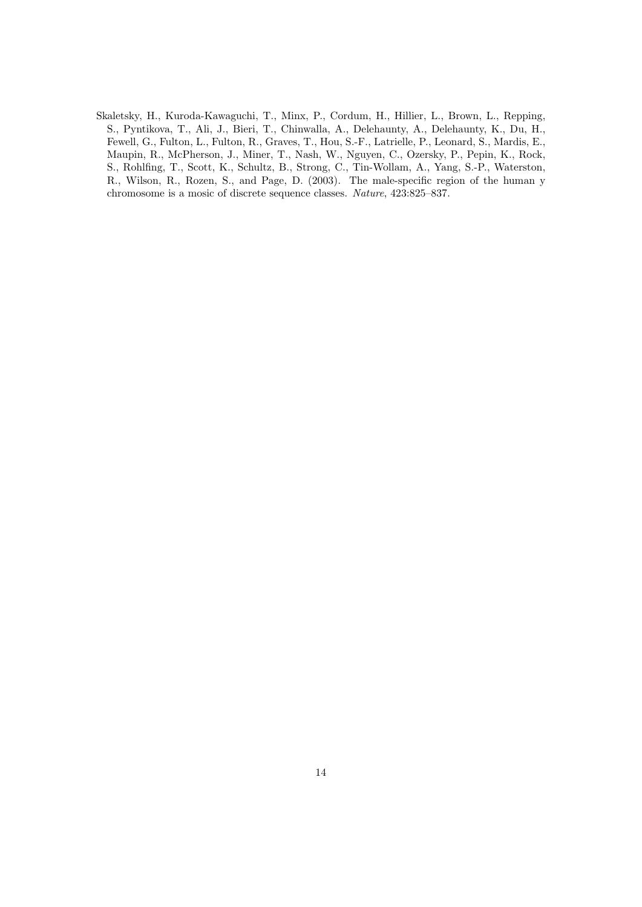Skaletsky, H., Kuroda-Kawaguchi, T., Minx, P., Cordum, H., Hillier, L., Brown, L., Repping, S., Pyntikova, T., Ali, J., Bieri, T., Chinwalla, A., Delehaunty, A., Delehaunty, K., Du, H., Fewell, G., Fulton, L., Fulton, R., Graves, T., Hou, S.-F., Latrielle, P., Leonard, S., Mardis, E., Maupin, R., McPherson, J., Miner, T., Nash, W., Nguyen, C., Ozersky, P., Pepin, K., Rock, S., Rohlfing, T., Scott, K., Schultz, B., Strong, C., Tin-Wollam, A., Yang, S.-P., Waterston, R., Wilson, R., Rozen, S., and Page, D. (2003). The male-specific region of the human y chromosome is a mosic of discrete sequence classes. *Nature*, 423:825–837.